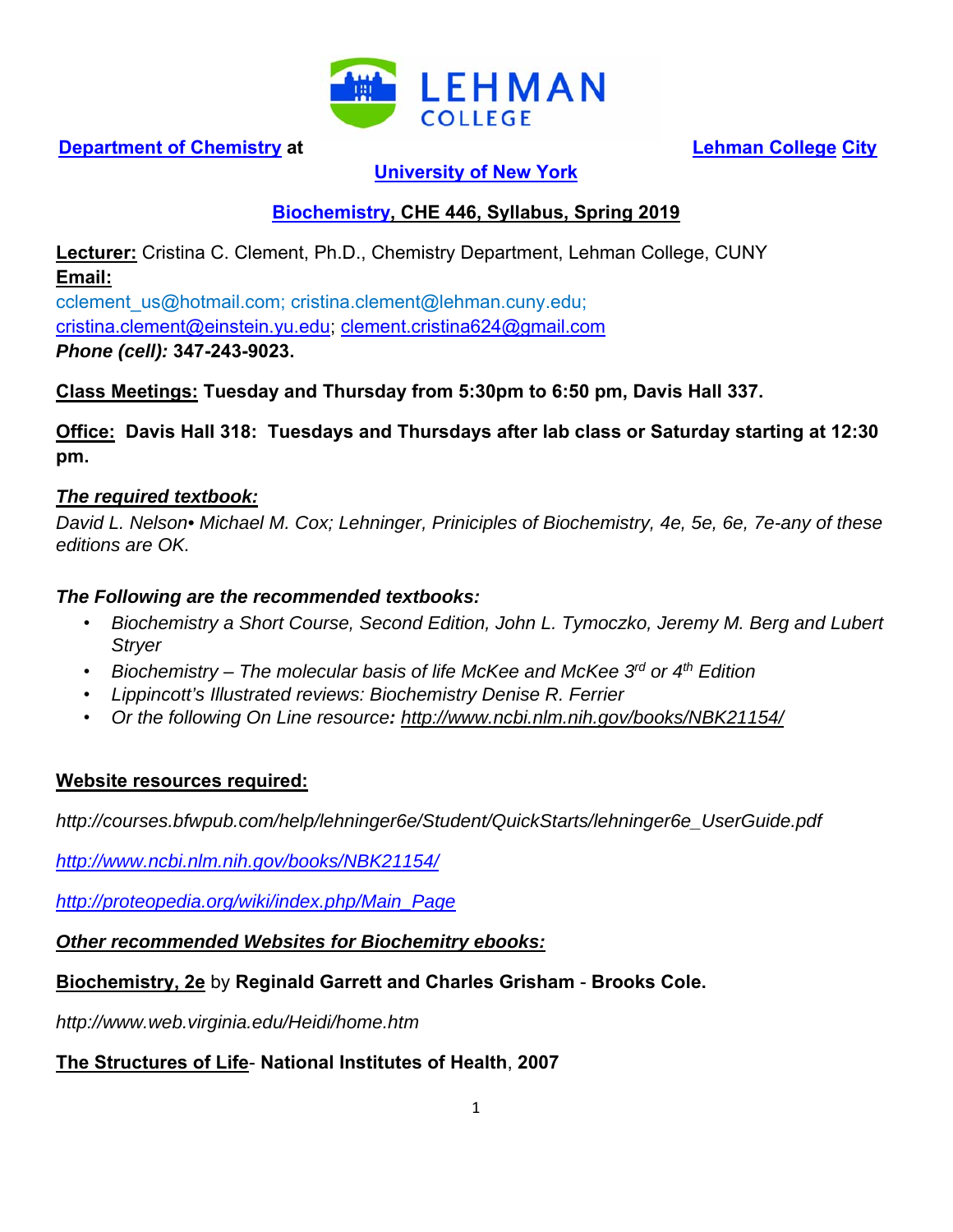**Department of Chemistry at Lehman College City University of New York**

## Biochemistry, CHE 446, Syllabus, Spring 2019

**Lecturer:** Cristina C. Clement, Ph.D., Chemistry Department, Lehman College, CUNY

**Email:**

cclement_us@hotmail.com; cristina.clement@lehman.cuny.edu; cristina.clement@einstein.yu.edu; clement.cristina624@gmail.com

***Phone (cell):*** **347-243-9023.**

**Class Meetings: Tuesday and Thursday from 5:30pm to 6:50 pm, Davis Hall 337.**

**Office: Davis Hall 318: Tuesdays and Thursdays after lab class or Saturday starting at 12:30 pm.**

***The required textbook:***

*David L. Nelson• Michael M. Cox; Lehninger, Priniciples of Biochemistry, 4e, 5e, 6e, 7e-any of these editions are OK.*

***The Following are the recommended textbooks:***

- *Biochemistry a Short Course, Second Edition, John L. Tymoczko, Jeremy M. Berg and Lubert Stryer*
- *Biochemistry – The molecular basis of life McKee and McKee 3rd or 4th Edition*
- *Lippincott's Illustrated reviews: Biochemistry Denise R. Ferrier*
- *Or the following On Line resource: http://www.ncbi.nlm.nih.gov/books/NBK21154/*

**Website resources required:**

*http://courses.bfwpub.com/help/lehninger6e/Student/QuickStarts/lehninger6e_UserGuide.pdf*

*http://www.ncbi.nlm.nih.gov/books/NBK21154/*

*http://proteopedia.org/wiki/index.php/Main_Page*

***Other recommended Websites for Biochemitry ebooks:***

**Biochemistry, 2e** by **Reginald Garrett and Charles Grisham** - **Brooks Cole.**

*http://www.web.virginia.edu/Heidi/home.htm*

**The Structures of Life- National Institutes of Health, 2007**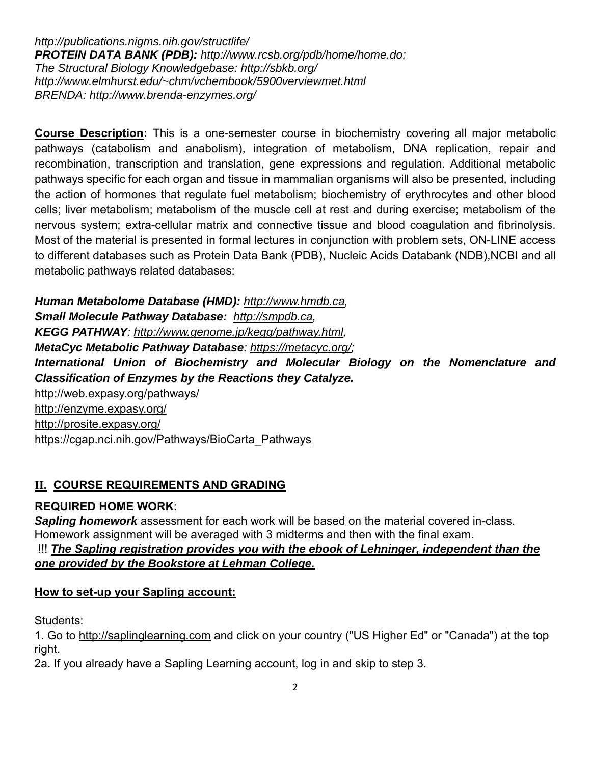*http://publications.nigms.nih.gov/structlife/*
***PROTEIN DATA BANK (PDB):** http://www.rcsb.org/pdb/home/home.do;*
*The Structural Biology Knowledgebase: http://sbkb.org/*
*http://www.elmhurst.edu/~chm/vchembook/5900verviewmet.html*
*BRENDA: http://www.brenda-enzymes.org/*

**Course Description:** This is a one-semester course in biochemistry covering all major metabolic pathways (catabolism and anabolism), integration of metabolism, DNA replication, repair and recombination, transcription and translation, gene expressions and regulation. Additional metabolic pathways specific for each organ and tissue in mammalian organisms will also be presented, including the action of hormones that regulate fuel metabolism; biochemistry of erythrocytes and other blood cells; liver metabolism; metabolism of the muscle cell at rest and during exercise; metabolism of the nervous system; extra-cellular matrix and connective tissue and blood coagulation and fibrinolysis. Most of the material is presented in formal lectures in conjunction with problem sets, ON-LINE access to different databases such as Protein Data Bank (PDB), Nucleic Acids Databank (NDB),NCBI and all metabolic pathways related databases:

***Human Metabolome Database (HMD):** http://www.hmdb.ca,*
***Small Molecule Pathway Database:** http://smpdb.ca,*
***KEGG PATHWAY**: http://www.genome.jp/kegg/pathway.html,*
***MetaCyc Metabolic Pathway Database**: https://metacyc.org/;*
***International Union of Biochemistry and Molecular Biology on the Nomenclature and Classification of Enzymes by the Reactions they Catalyze.***
http://web.expasy.org/pathways/
http://enzyme.expasy.org/
http://prosite.expasy.org/
https://cgap.nci.nih.gov/Pathways/BioCarta_Pathways

## II. COURSE REQUIREMENTS AND GRADING

**REQUIRED HOME WORK**:
***Sapling homework*** assessment for each work will be based on the material covered in-class. Homework assignment will be averaged with 3 midterms and then with the final exam.
!!! ***The Sapling registration provides you with the ebook of Lehninger, independent than the one provided by the Bookstore at Lehman College.***

**How to set-up your Sapling account:**

Students:
1. Go to http://saplinglearning.com and click on your country ("US Higher Ed" or "Canada") at the top right.
2a. If you already have a Sapling Learning account, log in and skip to step 3.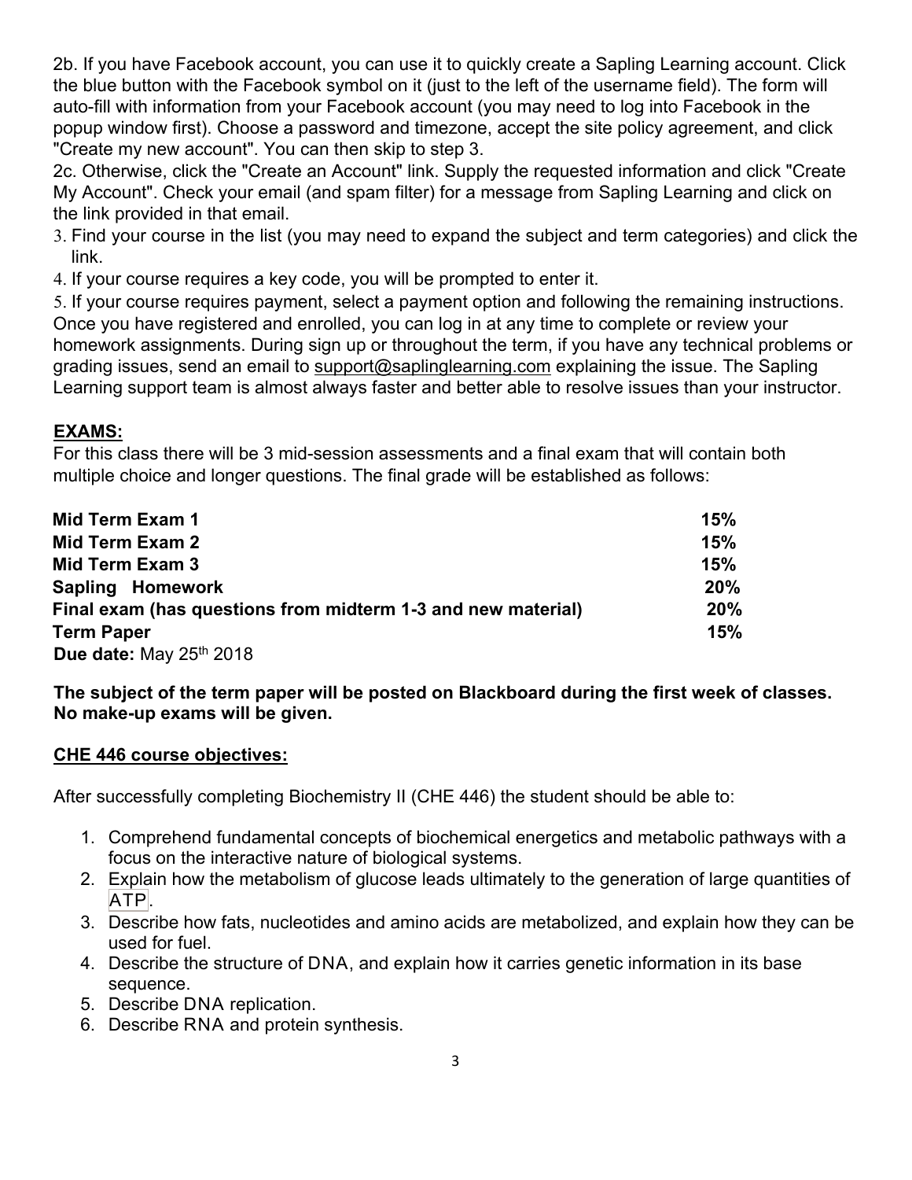2b. If you have Facebook account, you can use it to quickly create a Sapling Learning account. Click the blue button with the Facebook symbol on it (just to the left of the username field). The form will auto-fill with information from your Facebook account (you may need to log into Facebook in the popup window first). Choose a password and timezone, accept the site policy agreement, and click "Create my new account". You can then skip to step 3.

2c. Otherwise, click the "Create an Account" link. Supply the requested information and click "Create My Account". Check your email (and spam filter) for a message from Sapling Learning and click on the link provided in that email.

3. Find your course in the list (you may need to expand the subject and term categories) and click the link.
4. If your course requires a key code, you will be prompted to enter it.
5. If your course requires payment, select a payment option and following the remaining instructions.

Once you have registered and enrolled, you can log in at any time to complete or review your homework assignments. During sign up or throughout the term, if you have any technical problems or grading issues, send an email to support@saplinglearning.com explaining the issue. The Sapling Learning support team is almost always faster and better able to resolve issues than your instructor.

## EXAMS:

For this class there will be 3 mid-session assessments and a final exam that will contain both multiple choice and longer questions. The final grade will be established as follows:

| | |
|---|---|
| **Mid Term Exam 1** | **15%** |
| **Mid Term Exam 2** | **15%** |
| **Mid Term Exam 3** | **15%** |
| **Sapling Homework** | **20%** |
| **Final exam (has questions from midterm 1-3 and new material)** | **20%** |
| **Term Paper** | **15%** |

**Due date:** May 25th 2018

**The subject of the term paper will be posted on Blackboard during the first week of classes. No make-up exams will be given.**

## CHE 446 course objectives:

After successfully completing Biochemistry II (CHE 446) the student should be able to:

1. Comprehend fundamental concepts of biochemical energetics and metabolic pathways with a focus on the interactive nature of biological systems.
2. Explain how the metabolism of glucose leads ultimately to the generation of large quantities of ATP.
3. Describe how fats, nucleotides and amino acids are metabolized, and explain how they can be used for fuel.
4. Describe the structure of DNA, and explain how it carries genetic information in its base sequence.
5. Describe DNA replication.
6. Describe RNA and protein synthesis.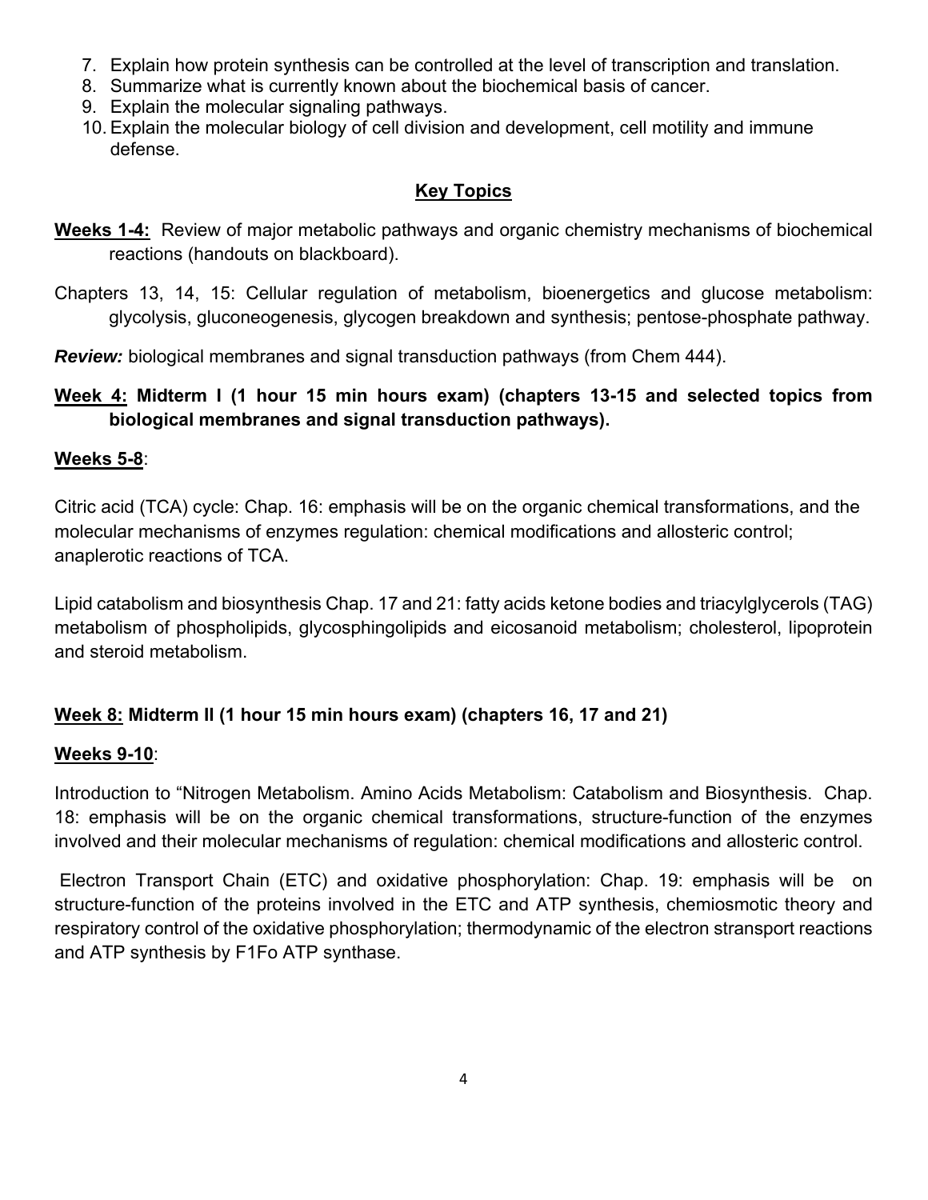7. Explain how protein synthesis can be controlled at the level of transcription and translation.
8. Summarize what is currently known about the biochemical basis of cancer.
9. Explain the molecular signaling pathways.
10. Explain the molecular biology of cell division and development, cell motility and immune defense.

## Key Topics

**Weeks 1-4:** Review of major metabolic pathways and organic chemistry mechanisms of biochemical reactions (handouts on blackboard).

Chapters 13, 14, 15: Cellular regulation of metabolism, bioenergetics and glucose metabolism: glycolysis, gluconeogenesis, glycogen breakdown and synthesis; pentose-phosphate pathway.

***Review:*** biological membranes and signal transduction pathways (from Chem 444).

**Week 4: Midterm I (1 hour 15 min hours exam) (chapters 13-15 and selected topics from biological membranes and signal transduction pathways).**

**Weeks 5-8**:

Citric acid (TCA) cycle: Chap. 16: emphasis will be on the organic chemical transformations, and the molecular mechanisms of enzymes regulation: chemical modifications and allosteric control; anaplerotic reactions of TCA.

Lipid catabolism and biosynthesis Chap. 17 and 21: fatty acids ketone bodies and triacylglycerols (TAG) metabolism of phospholipids, glycosphingolipids and eicosanoid metabolism; cholesterol, lipoprotein and steroid metabolism.

**Week 8: Midterm II (1 hour 15 min hours exam) (chapters 16, 17 and 21)**

**Weeks 9-10**:

Introduction to "Nitrogen Metabolism. Amino Acids Metabolism: Catabolism and Biosynthesis. Chap. 18: emphasis will be on the organic chemical transformations, structure-function of the enzymes involved and their molecular mechanisms of regulation: chemical modifications and allosteric control.

Electron Transport Chain (ETC) and oxidative phosphorylation: Chap. 19: emphasis will be on structure-function of the proteins involved in the ETC and ATP synthesis, chemiosmotic theory and respiratory control of the oxidative phosphorylation; thermodynamic of the electron stransport reactions and ATP synthesis by F1Fo ATP synthase.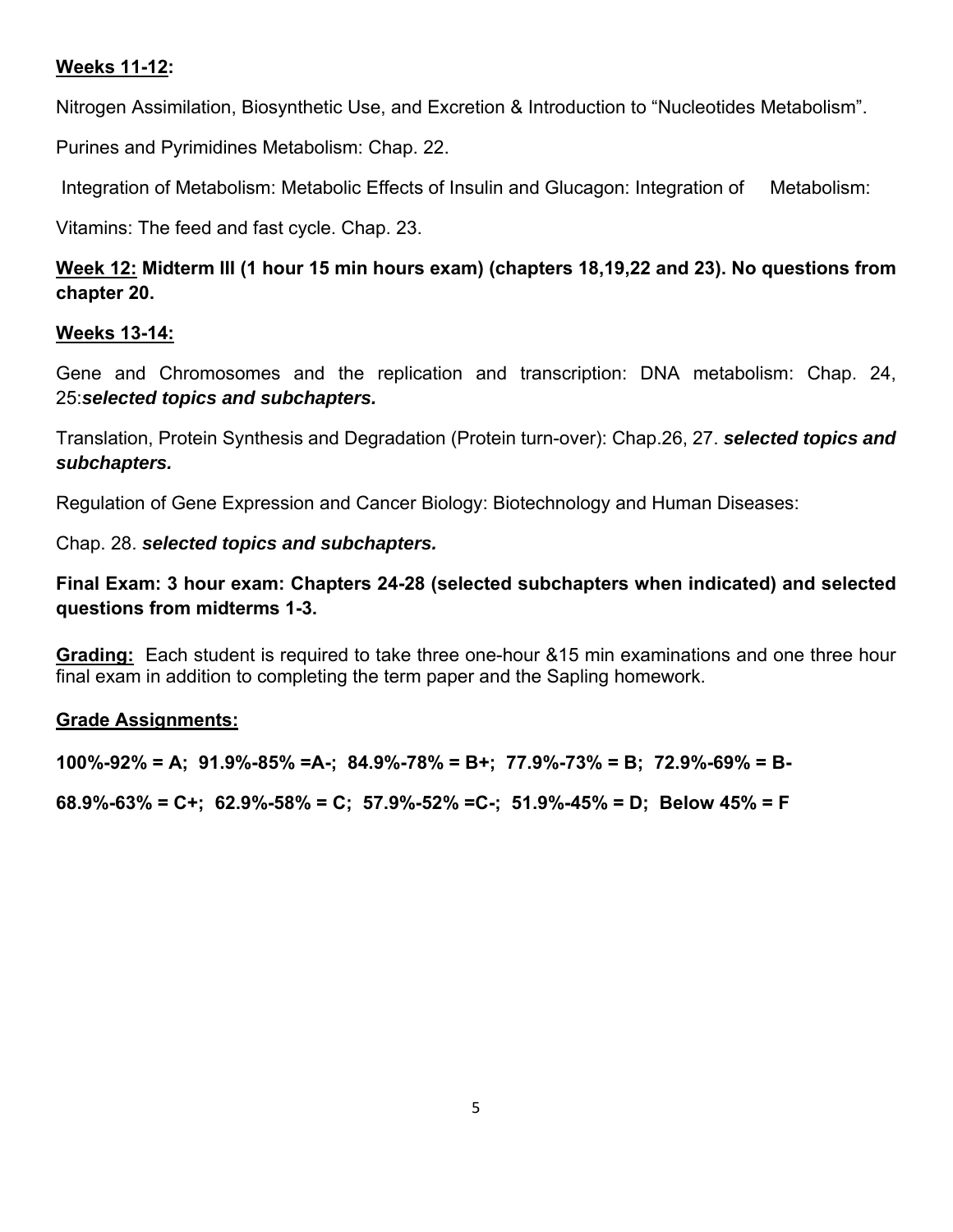**<u>Weeks 11-12</u>:**

Nitrogen Assimilation, Biosynthetic Use, and Excretion & Introduction to "Nucleotides Metabolism".

Purines and Pyrimidines Metabolism: Chap. 22.

Integration of Metabolism: Metabolic Effects of Insulin and Glucagon: Integration of Metabolism:

Vitamins: The feed and fast cycle. Chap. 23.

**<u>Week 12:</u> Midterm III (1 hour 15 min hours exam) (chapters 18,19,22 and 23). No questions from chapter 20.**

**<u>Weeks 13-14:</u>**

Gene and Chromosomes and the replication and transcription: DNA metabolism: Chap. 24, 25:***selected topics and subchapters.***

Translation, Protein Synthesis and Degradation (Protein turn-over): Chap.26, 27. ***selected topics and subchapters.***

Regulation of Gene Expression and Cancer Biology: Biotechnology and Human Diseases:

Chap. 28. ***selected topics and subchapters.***

**Final Exam: 3 hour exam: Chapters 24-28 (selected subchapters when indicated) and selected questions from midterms 1-3.**

**<u>Grading:</u>** Each student is required to take three one-hour &15 min examinations and one three hour final exam in addition to completing the term paper and the Sapling homework.

**<u>Grade Assignments:</u>**

**100%-92% = A; 91.9%-85% =A-; 84.9%-78% = B+; 77.9%-73% = B; 72.9%-69% = B-**

**68.9%-63% = C+; 62.9%-58% = C; 57.9%-52% =C-; 51.9%-45% = D; Below 45% = F**